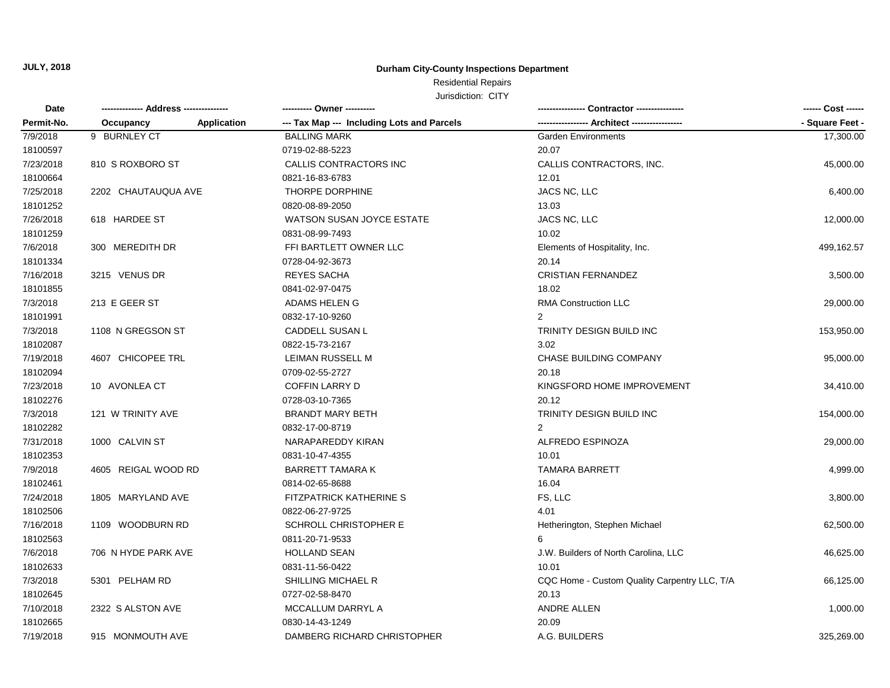**JULY, 2018**

# Durham City-County Inspections Department

Residential Repairs

Jurisdiction: CITY

| Date<br>Permit-No. | ------------- Address --------------<br>Occupancy Application | ---------- Owner ----------<br>--- Tax Map --- Including Lots and Parcels | ---------------- Contractor ----------------<br>----------------- Architect ----------------- | ------ Cost ------<br>- Square Feet - |
|---|---|---|---|---|
| 7/9/2018<br>18100597 | 9 BURNLEY CT | BALLING MARK<br>0719-02-88-5223 | Garden Environments<br>20.07 | 17,300.00 |
| 7/23/2018<br>18100664 | 810 S ROXBORO ST | CALLIS CONTRACTORS INC<br>0821-16-83-6783 | CALLIS CONTRACTORS, INC.<br>12.01 | 45,000.00 |
| 7/25/2018<br>18101252 | 2202 CHAUTAUQUA AVE | THORPE DORPHINE<br>0820-08-89-2050 | JACS NC, LLC<br>13.03 | 6,400.00 |
| 7/26/2018<br>18101259 | 618 HARDEE ST | WATSON SUSAN JOYCE ESTATE<br>0831-08-99-7493 | JACS NC, LLC<br>10.02 | 12,000.00 |
| 7/6/2018<br>18101334 | 300 MEREDITH DR | FFI BARTLETT OWNER LLC<br>0728-04-92-3673 | Elements of Hospitality, Inc.<br>20.14 | 499,162.57 |
| 7/16/2018<br>18101855 | 3215 VENUS DR | REYES SACHA<br>0841-02-97-0475 | CRISTIAN FERNANDEZ<br>18.02 | 3,500.00 |
| 7/3/2018<br>18101991 | 213 E GEER ST | ADAMS HELEN G<br>0832-17-10-9260 | RMA Construction LLC<br>2 | 29,000.00 |
| 7/3/2018<br>18102087 | 1108 N GREGSON ST | CADDELL SUSAN L<br>0822-15-73-2167 | TRINITY DESIGN BUILD INC<br>3.02 | 153,950.00 |
| 7/19/2018<br>18102094 | 4607 CHICOPEE TRL | LEIMAN RUSSELL M<br>0709-02-55-2727 | CHASE BUILDING COMPANY<br>20.18 | 95,000.00 |
| 7/23/2018<br>18102276 | 10 AVONLEA CT | COFFIN LARRY D<br>0728-03-10-7365 | KINGSFORD HOME IMPROVEMENT<br>20.12 | 34,410.00 |
| 7/3/2018<br>18102282 | 121 W TRINITY AVE | BRANDT MARY BETH<br>0832-17-00-8719 | TRINITY DESIGN BUILD INC<br>2 | 154,000.00 |
| 7/31/2018<br>18102353 | 1000 CALVIN ST | NARAPAREDDY KIRAN<br>0831-10-47-4355 | ALFREDO ESPINOZA<br>10.01 | 29,000.00 |
| 7/9/2018<br>18102461 | 4605 REIGAL WOOD RD | BARRETT TAMARA K<br>0814-02-65-8688 | TAMARA BARRETT<br>16.04 | 4,999.00 |
| 7/24/2018<br>18102506 | 1805 MARYLAND AVE | FITZPATRICK KATHERINE S<br>0822-06-27-9725 | FS, LLC<br>4.01 | 3,800.00 |
| 7/16/2018<br>18102563 | 1109 WOODBURN RD | SCHROLL CHRISTOPHER E<br>0811-20-71-9533 | Hetherington, Stephen Michael<br>6 | 62,500.00 |
| 7/6/2018<br>18102633 | 706 N HYDE PARK AVE | HOLLAND SEAN<br>0831-11-56-0422 | J.W. Builders of North Carolina, LLC<br>10.01 | 46,625.00 |
| 7/3/2018<br>18102645 | 5301 PELHAM RD | SHILLING MICHAEL R<br>0727-02-58-8470 | CQC Home - Custom Quality Carpentry LLC, T/A<br>20.13 | 66,125.00 |
| 7/10/2018<br>18102665 | 2322 S ALSTON AVE | MCCALLUM DARRYL A<br>0830-14-43-1249 | ANDRE ALLEN<br>20.09 | 1,000.00 |
| 7/19/2018 | 915 MONMOUTH AVE | DAMBERG RICHARD CHRISTOPHER | A.G. BUILDERS | 325,269.00 |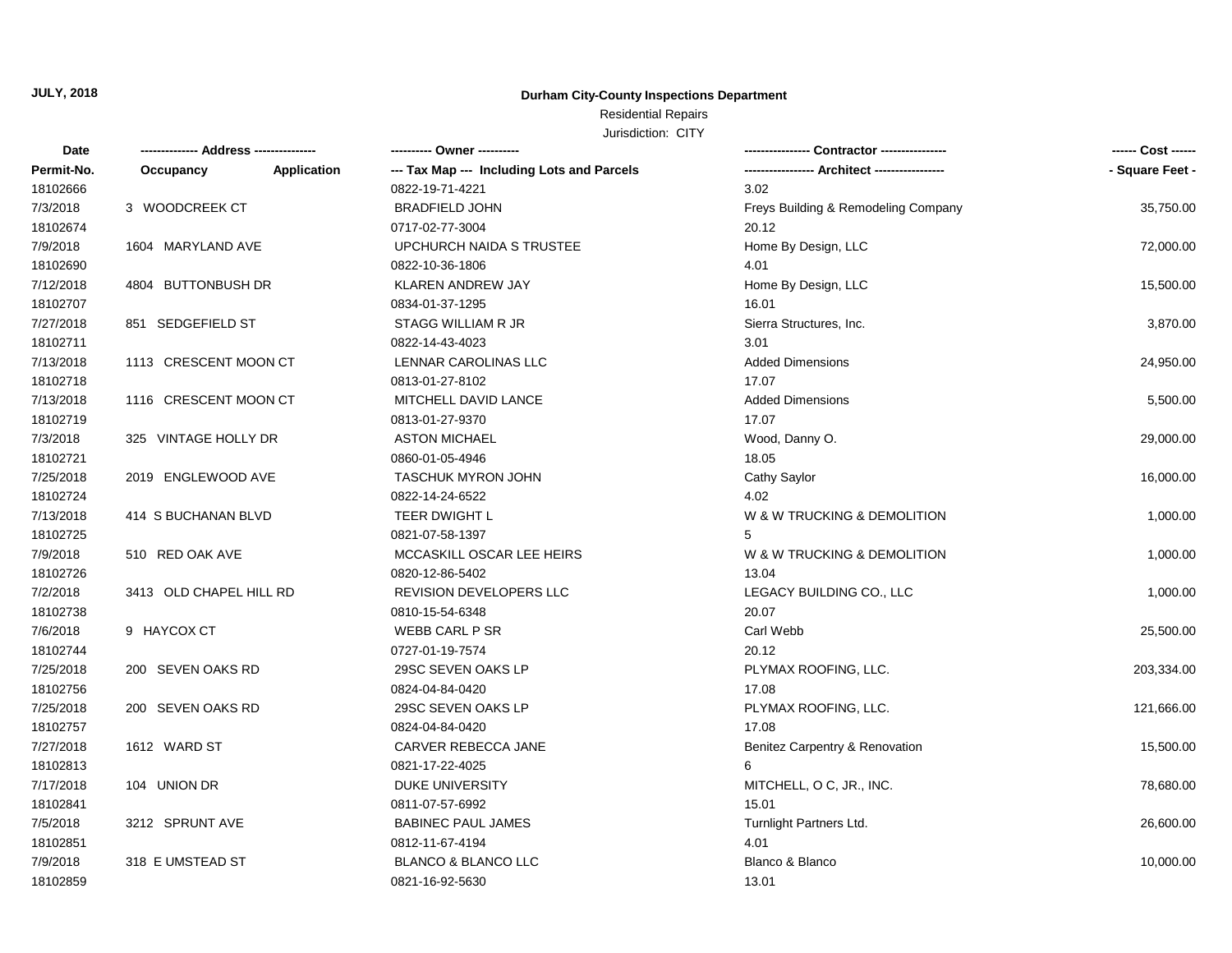**JULY, 2018**

## Durham City-County Inspections Department

Residential Repairs

Jurisdiction: CITY

| Date | ------------- Address -------------- | | ---------- Owner ---------- | ---------------- Contractor ---------------- | ------ Cost ------ |
|---|---|---|---|---|---|
| Permit-No. | Occupancy | Application | --- Tax Map --- Including Lots and Parcels | ----------------- Architect ----------------- | - Square Feet - |
| 18102666 | | | 0822-19-71-4221 | 3.02 | |
| 7/3/2018 | 3 WOODCREEK CT | | BRADFIELD JOHN | Freys Building & Remodeling Company | 35,750.00 |
| 18102674 | | | 0717-02-77-3004 | 20.12 | |
| 7/9/2018 | 1604 MARYLAND AVE | | UPCHURCH NAIDA S TRUSTEE | Home By Design, LLC | 72,000.00 |
| 18102690 | | | 0822-10-36-1806 | 4.01 | |
| 7/12/2018 | 4804 BUTTONBUSH DR | | KLAREN ANDREW JAY | Home By Design, LLC | 15,500.00 |
| 18102707 | | | 0834-01-37-1295 | 16.01 | |
| 7/27/2018 | 851 SEDGEFIELD ST | | STAGG WILLIAM R JR | Sierra Structures, Inc. | 3,870.00 |
| 18102711 | | | 0822-14-43-4023 | 3.01 | |
| 7/13/2018 | 1113 CRESCENT MOON CT | | LENNAR CAROLINAS LLC | Added Dimensions | 24,950.00 |
| 18102718 | | | 0813-01-27-8102 | 17.07 | |
| 7/13/2018 | 1116 CRESCENT MOON CT | | MITCHELL DAVID LANCE | Added Dimensions | 5,500.00 |
| 18102719 | | | 0813-01-27-9370 | 17.07 | |
| 7/3/2018 | 325 VINTAGE HOLLY DR | | ASTON MICHAEL | Wood, Danny O. | 29,000.00 |
| 18102721 | | | 0860-01-05-4946 | 18.05 | |
| 7/25/2018 | 2019 ENGLEWOOD AVE | | TASCHUK MYRON JOHN | Cathy Saylor | 16,000.00 |
| 18102724 | | | 0822-14-24-6522 | 4.02 | |
| 7/13/2018 | 414 S BUCHANAN BLVD | | TEER DWIGHT L | W & W TRUCKING & DEMOLITION | 1,000.00 |
| 18102725 | | | 0821-07-58-1397 | 5 | |
| 7/9/2018 | 510 RED OAK AVE | | MCCASKILL OSCAR LEE HEIRS | W & W TRUCKING & DEMOLITION | 1,000.00 |
| 18102726 | | | 0820-12-86-5402 | 13.04 | |
| 7/2/2018 | 3413 OLD CHAPEL HILL RD | | REVISION DEVELOPERS LLC | LEGACY BUILDING CO., LLC | 1,000.00 |
| 18102738 | | | 0810-15-54-6348 | 20.07 | |
| 7/6/2018 | 9 HAYCOX CT | | WEBB CARL P SR | Carl Webb | 25,500.00 |
| 18102744 | | | 0727-01-19-7574 | 20.12 | |
| 7/25/2018 | 200 SEVEN OAKS RD | | 29SC SEVEN OAKS LP | PLYMAX ROOFING, LLC. | 203,334.00 |
| 18102756 | | | 0824-04-84-0420 | 17.08 | |
| 7/25/2018 | 200 SEVEN OAKS RD | | 29SC SEVEN OAKS LP | PLYMAX ROOFING, LLC. | 121,666.00 |
| 18102757 | | | 0824-04-84-0420 | 17.08 | |
| 7/27/2018 | 1612 WARD ST | | CARVER REBECCA JANE | Benitez Carpentry & Renovation | 15,500.00 |
| 18102813 | | | 0821-17-22-4025 | 6 | |
| 7/17/2018 | 104 UNION DR | | DUKE UNIVERSITY | MITCHELL, O C, JR., INC. | 78,680.00 |
| 18102841 | | | 0811-07-57-6992 | 15.01 | |
| 7/5/2018 | 3212 SPRUNT AVE | | BABINEC PAUL JAMES | Turnlight Partners Ltd. | 26,600.00 |
| 18102851 | | | 0812-11-67-4194 | 4.01 | |
| 7/9/2018 | 318 E UMSTEAD ST | | BLANCO & BLANCO LLC | Blanco & Blanco | 10,000.00 |
| 18102859 | | | 0821-16-92-5630 | 13.01 | |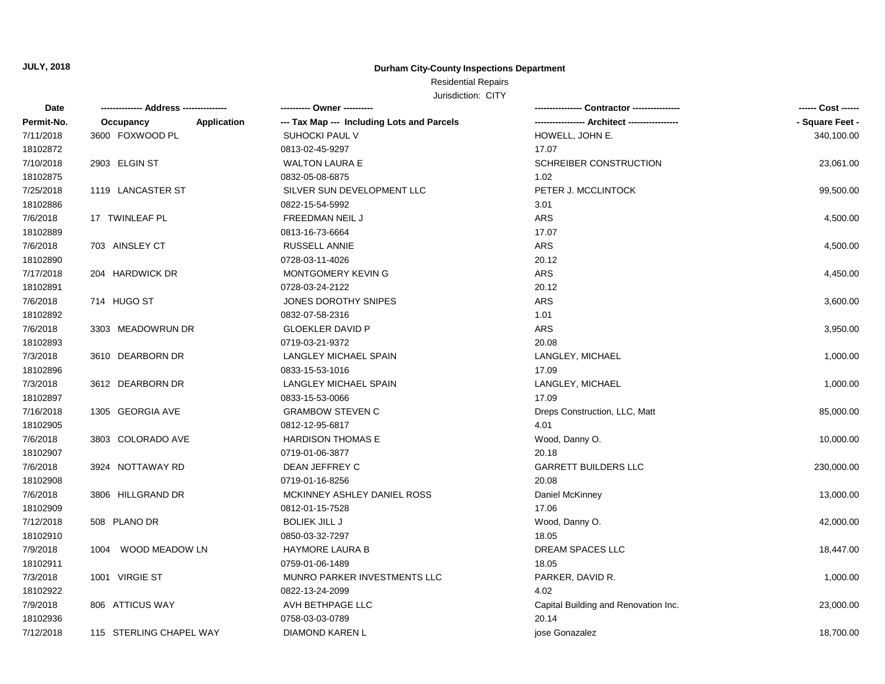**JULY, 2018**

**Durham City-County Inspections Department**

Residential Repairs

Jurisdiction: CITY

| Date | ------------- Address -------------- | ---------- Owner ---------- | ---------------- Contractor ---------------- | ------ Cost ------ |
|---|---|---|---|---|
| Permit-No. | Occupancy Application | --- Tax Map --- Including Lots and Parcels | ----------------- Architect ----------------- | - Square Feet - |
| 7/11/2018 | 3600 FOXWOOD PL | SUHOCKI PAUL V | HOWELL, JOHN E. | 340,100.00 |
| 18102872 | | 0813-02-45-9297 | 17.07 | |
| 7/10/2018 | 2903 ELGIN ST | WALTON LAURA E | SCHREIBER CONSTRUCTION | 23,061.00 |
| 18102875 | | 0832-05-08-6875 | 1.02 | |
| 7/25/2018 | 1119 LANCASTER ST | SILVER SUN DEVELOPMENT LLC | PETER J. MCCLINTOCK | 99,500.00 |
| 18102886 | | 0822-15-54-5992 | 3.01 | |
| 7/6/2018 | 17 TWINLEAF PL | FREEDMAN NEIL J | ARS | 4,500.00 |
| 18102889 | | 0813-16-73-6664 | 17.07 | |
| 7/6/2018 | 703 AINSLEY CT | RUSSELL ANNIE | ARS | 4,500.00 |
| 18102890 | | 0728-03-11-4026 | 20.12 | |
| 7/17/2018 | 204 HARDWICK DR | MONTGOMERY KEVIN G | ARS | 4,450.00 |
| 18102891 | | 0728-03-24-2122 | 20.12 | |
| 7/6/2018 | 714 HUGO ST | JONES DOROTHY SNIPES | ARS | 3,600.00 |
| 18102892 | | 0832-07-58-2316 | 1.01 | |
| 7/6/2018 | 3303 MEADOWRUN DR | GLOEKLER DAVID P | ARS | 3,950.00 |
| 18102893 | | 0719-03-21-9372 | 20.08 | |
| 7/3/2018 | 3610 DEARBORN DR | LANGLEY MICHAEL SPAIN | LANGLEY, MICHAEL | 1,000.00 |
| 18102896 | | 0833-15-53-1016 | 17.09 | |
| 7/3/2018 | 3612 DEARBORN DR | LANGLEY MICHAEL SPAIN | LANGLEY, MICHAEL | 1,000.00 |
| 18102897 | | 0833-15-53-0066 | 17.09 | |
| 7/16/2018 | 1305 GEORGIA AVE | GRAMBOW STEVEN C | Dreps Construction, LLC, Matt | 85,000.00 |
| 18102905 | | 0812-12-95-6817 | 4.01 | |
| 7/6/2018 | 3803 COLORADO AVE | HARDISON THOMAS E | Wood, Danny O. | 10,000.00 |
| 18102907 | | 0719-01-06-3877 | 20.18 | |
| 7/6/2018 | 3924 NOTTAWAY RD | DEAN JEFFREY C | GARRETT BUILDERS LLC | 230,000.00 |
| 18102908 | | 0719-01-16-8256 | 20.08 | |
| 7/6/2018 | 3806 HILLGRAND DR | MCKINNEY ASHLEY DANIEL ROSS | Daniel McKinney | 13,000.00 |
| 18102909 | | 0812-01-15-7528 | 17.06 | |
| 7/12/2018 | 508 PLANO DR | BOLIEK JILL J | Wood, Danny O. | 42,000.00 |
| 18102910 | | 0850-03-32-7297 | 18.05 | |
| 7/9/2018 | 1004 WOOD MEADOW LN | HAYMORE LAURA B | DREAM SPACES LLC | 18,447.00 |
| 18102911 | | 0759-01-06-1489 | 18.05 | |
| 7/3/2018 | 1001 VIRGIE ST | MUNRO PARKER INVESTMENTS LLC | PARKER, DAVID R. | 1,000.00 |
| 18102922 | | 0822-13-24-2099 | 4.02 | |
| 7/9/2018 | 806 ATTICUS WAY | AVH BETHPAGE LLC | Capital Building and Renovation Inc. | 23,000.00 |
| 18102936 | | 0758-03-03-0789 | 20.14 | |
| 7/12/2018 | 115 STERLING CHAPEL WAY | DIAMOND KAREN L | jose Gonazalez | 18,700.00 |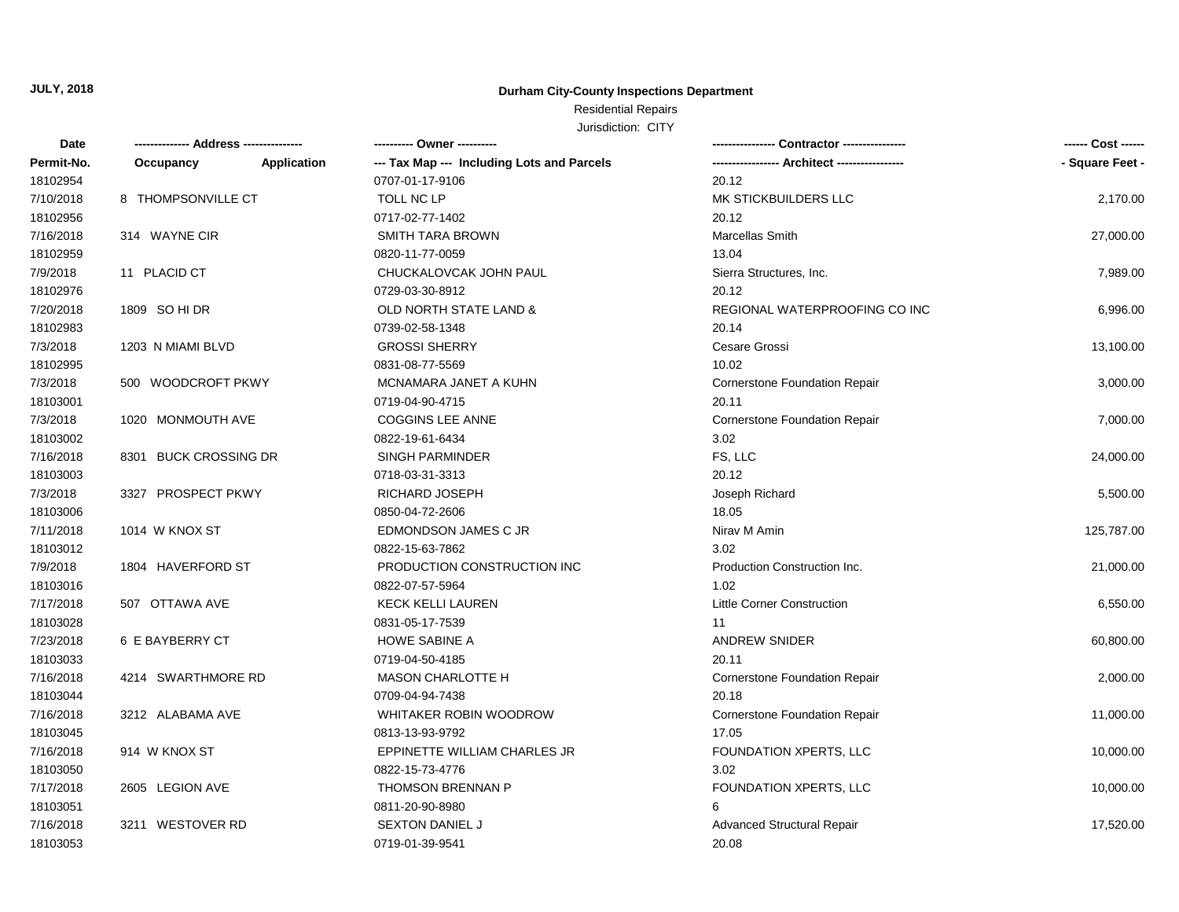**JULY, 2018**

**Durham City-County Inspections Department**

Residential Repairs

Jurisdiction: CITY

| Date / Permit-No. | Address / Occupancy / Application | Owner / Tax Map --- Including Lots and Parcels | Contractor / Architect | Cost / Square Feet |
|---|---|---|---|---|
| 18102954 | | 0707-01-17-9106 | 20.12 | |
| 7/10/2018 | 8 THOMPSONVILLE CT | TOLL NC LP | MK STICKBUILDERS LLC | 2,170.00 |
| 18102956 | | 0717-02-77-1402 | 20.12 | |
| 7/16/2018 | 314 WAYNE CIR | SMITH TARA BROWN | Marcellas Smith | 27,000.00 |
| 18102959 | | 0820-11-77-0059 | 13.04 | |
| 7/9/2018 | 11 PLACID CT | CHUCKALOVCAK JOHN PAUL | Sierra Structures, Inc. | 7,989.00 |
| 18102976 | | 0729-03-30-8912 | 20.12 | |
| 7/20/2018 | 1809 SO HI DR | OLD NORTH STATE LAND & | REGIONAL WATERPROOFING CO INC | 6,996.00 |
| 18102983 | | 0739-02-58-1348 | 20.14 | |
| 7/3/2018 | 1203 N MIAMI BLVD | GROSSI SHERRY | Cesare Grossi | 13,100.00 |
| 18102995 | | 0831-08-77-5569 | 10.02 | |
| 7/3/2018 | 500 WOODCROFT PKWY | MCNAMARA JANET A KUHN | Cornerstone Foundation Repair | 3,000.00 |
| 18103001 | | 0719-04-90-4715 | 20.11 | |
| 7/3/2018 | 1020 MONMOUTH AVE | COGGINS LEE ANNE | Cornerstone Foundation Repair | 7,000.00 |
| 18103002 | | 0822-19-61-6434 | 3.02 | |
| 7/16/2018 | 8301 BUCK CROSSING DR | SINGH PARMINDER | FS, LLC | 24,000.00 |
| 18103003 | | 0718-03-31-3313 | 20.12 | |
| 7/3/2018 | 3327 PROSPECT PKWY | RICHARD JOSEPH | Joseph Richard | 5,500.00 |
| 18103006 | | 0850-04-72-2606 | 18.05 | |
| 7/11/2018 | 1014 W KNOX ST | EDMONDSON JAMES C JR | Nirav M Amin | 125,787.00 |
| 18103012 | | 0822-15-63-7862 | 3.02 | |
| 7/9/2018 | 1804 HAVERFORD ST | PRODUCTION CONSTRUCTION INC | Production Construction Inc. | 21,000.00 |
| 18103016 | | 0822-07-57-5964 | 1.02 | |
| 7/17/2018 | 507 OTTAWA AVE | KECK KELLI LAUREN | Little Corner Construction | 6,550.00 |
| 18103028 | | 0831-05-17-7539 | 11 | |
| 7/23/2018 | 6 E BAYBERRY CT | HOWE SABINE A | ANDREW SNIDER | 60,800.00 |
| 18103033 | | 0719-04-50-4185 | 20.11 | |
| 7/16/2018 | 4214 SWARTHMORE RD | MASON CHARLOTTE H | Cornerstone Foundation Repair | 2,000.00 |
| 18103044 | | 0709-04-94-7438 | 20.18 | |
| 7/16/2018 | 3212 ALABAMA AVE | WHITAKER ROBIN WOODROW | Cornerstone Foundation Repair | 11,000.00 |
| 18103045 | | 0813-13-93-9792 | 17.05 | |
| 7/16/2018 | 914 W KNOX ST | EPPINETTE WILLIAM CHARLES JR | FOUNDATION XPERTS, LLC | 10,000.00 |
| 18103050 | | 0822-15-73-4776 | 3.02 | |
| 7/17/2018 | 2605 LEGION AVE | THOMSON BRENNAN P | FOUNDATION XPERTS, LLC | 10,000.00 |
| 18103051 | | 0811-20-90-8980 | 6 | |
| 7/16/2018 | 3211 WESTOVER RD | SEXTON DANIEL J | Advanced Structural Repair | 17,520.00 |
| 18103053 | | 0719-01-39-9541 | 20.08 | |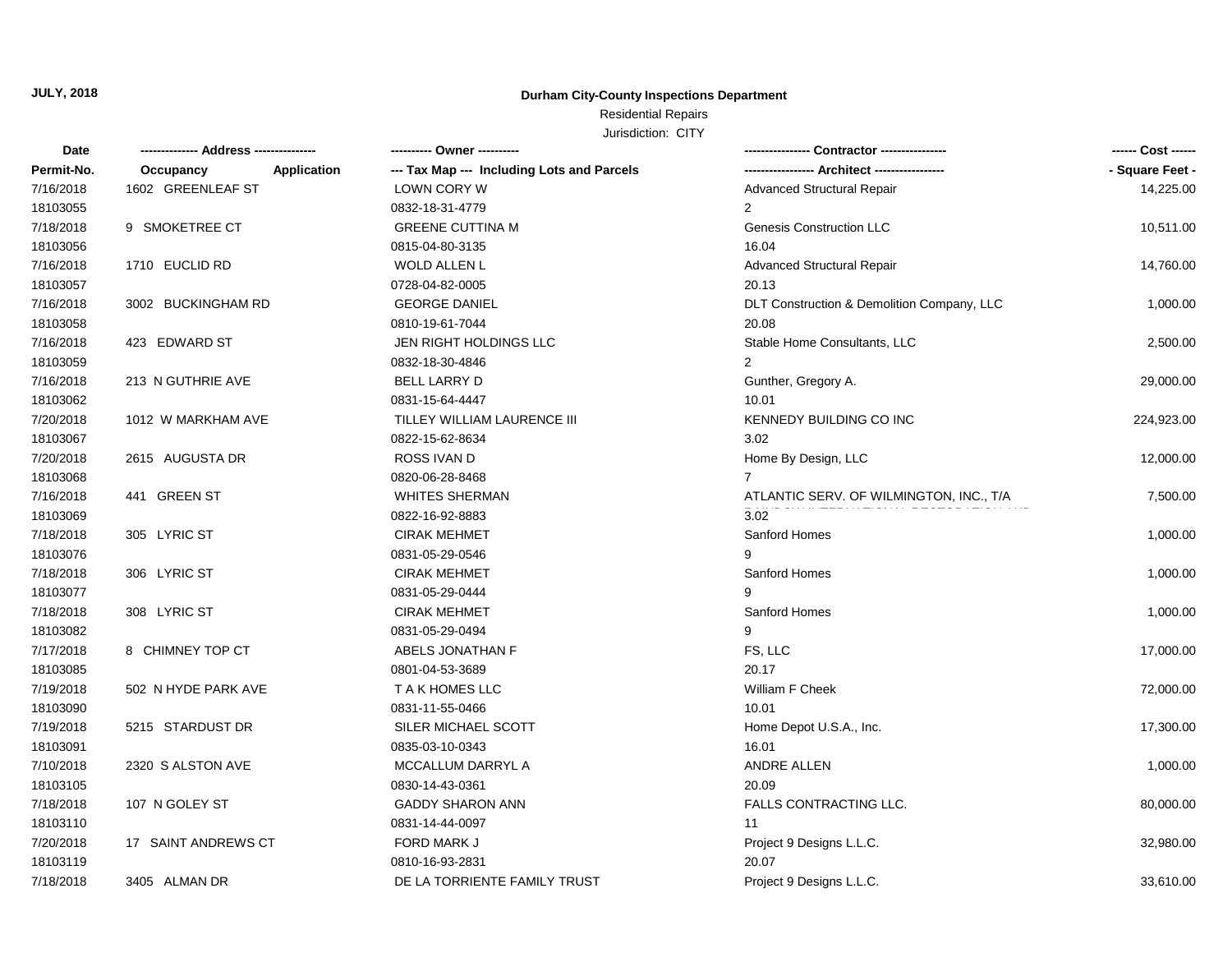**JULY, 2018**

## Durham City-County Inspections Department

Residential Repairs

Jurisdiction: CITY

| Date / Permit-No. | Address / Occupancy / Application | Owner / Tax Map (Including Lots and Parcels) | Contractor / Architect | Cost / Square Feet |
|---|---|---|---|---|
| 7/16/2018<br>18103055 | 1602 GREENLEAF ST | LOWN CORY W<br>0832-18-31-4779 | Advanced Structural Repair<br>2 | 14,225.00 |
| 7/18/2018<br>18103056 | 9 SMOKETREE CT | GREENE CUTTINA M<br>0815-04-80-3135 | Genesis Construction LLC<br>16.04 | 10,511.00 |
| 7/16/2018<br>18103057 | 1710 EUCLID RD | WOLD ALLEN L<br>0728-04-82-0005 | Advanced Structural Repair<br>20.13 | 14,760.00 |
| 7/16/2018<br>18103058 | 3002 BUCKINGHAM RD | GEORGE DANIEL<br>0810-19-61-7044 | DLT Construction & Demolition Company, LLC<br>20.08 | 1,000.00 |
| 7/16/2018<br>18103059 | 423 EDWARD ST | JEN RIGHT HOLDINGS LLC<br>0832-18-30-4846 | Stable Home Consultants, LLC<br>2 | 2,500.00 |
| 7/16/2018<br>18103062 | 213 N GUTHRIE AVE | BELL LARRY D<br>0831-15-64-4447 | Gunther, Gregory A.<br>10.01 | 29,000.00 |
| 7/20/2018<br>18103067 | 1012 W MARKHAM AVE | TILLEY WILLIAM LAURENCE III<br>0822-15-62-8634 | KENNEDY BUILDING CO INC<br>3.02 | 224,923.00 |
| 7/20/2018<br>18103068 | 2615 AUGUSTA DR | ROSS IVAN D<br>0820-06-28-8468 | Home By Design, LLC<br>7 | 12,000.00 |
| 7/16/2018<br>18103069 | 441 GREEN ST | WHITES SHERMAN<br>0822-16-92-8883 | ATLANTIC SERV. OF WILMINGTON, INC., T/A<br>3.02 | 7,500.00 |
| 7/18/2018<br>18103076 | 305 LYRIC ST | CIRAK MEHMET<br>0831-05-29-0546 | Sanford Homes<br>9 | 1,000.00 |
| 7/18/2018<br>18103077 | 306 LYRIC ST | CIRAK MEHMET<br>0831-05-29-0444 | Sanford Homes<br>9 | 1,000.00 |
| 7/18/2018<br>18103082 | 308 LYRIC ST | CIRAK MEHMET<br>0831-05-29-0494 | Sanford Homes<br>9 | 1,000.00 |
| 7/17/2018<br>18103085 | 8 CHIMNEY TOP CT | ABELS JONATHAN F<br>0801-04-53-3689 | FS, LLC<br>20.17 | 17,000.00 |
| 7/19/2018<br>18103090 | 502 N HYDE PARK AVE | T A K HOMES LLC<br>0831-11-55-0466 | William F Cheek<br>10.01 | 72,000.00 |
| 7/19/2018<br>18103091 | 5215 STARDUST DR | SILER MICHAEL SCOTT<br>0835-03-10-0343 | Home Depot U.S.A., Inc.<br>16.01 | 17,300.00 |
| 7/10/2018<br>18103105 | 2320 S ALSTON AVE | MCCALLUM DARRYL A<br>0830-14-43-0361 | ANDRE ALLEN<br>20.09 | 1,000.00 |
| 7/18/2018<br>18103110 | 107 N GOLEY ST | GADDY SHARON ANN<br>0831-14-44-0097 | FALLS CONTRACTING LLC.<br>11 | 80,000.00 |
| 7/20/2018<br>18103119 | 17 SAINT ANDREWS CT | FORD MARK J<br>0810-16-93-2831 | Project 9 Designs L.L.C.<br>20.07 | 32,980.00 |
| 7/18/2018 | 3405 ALMAN DR | DE LA TORRIENTE FAMILY TRUST | Project 9 Designs L.L.C. | 33,610.00 |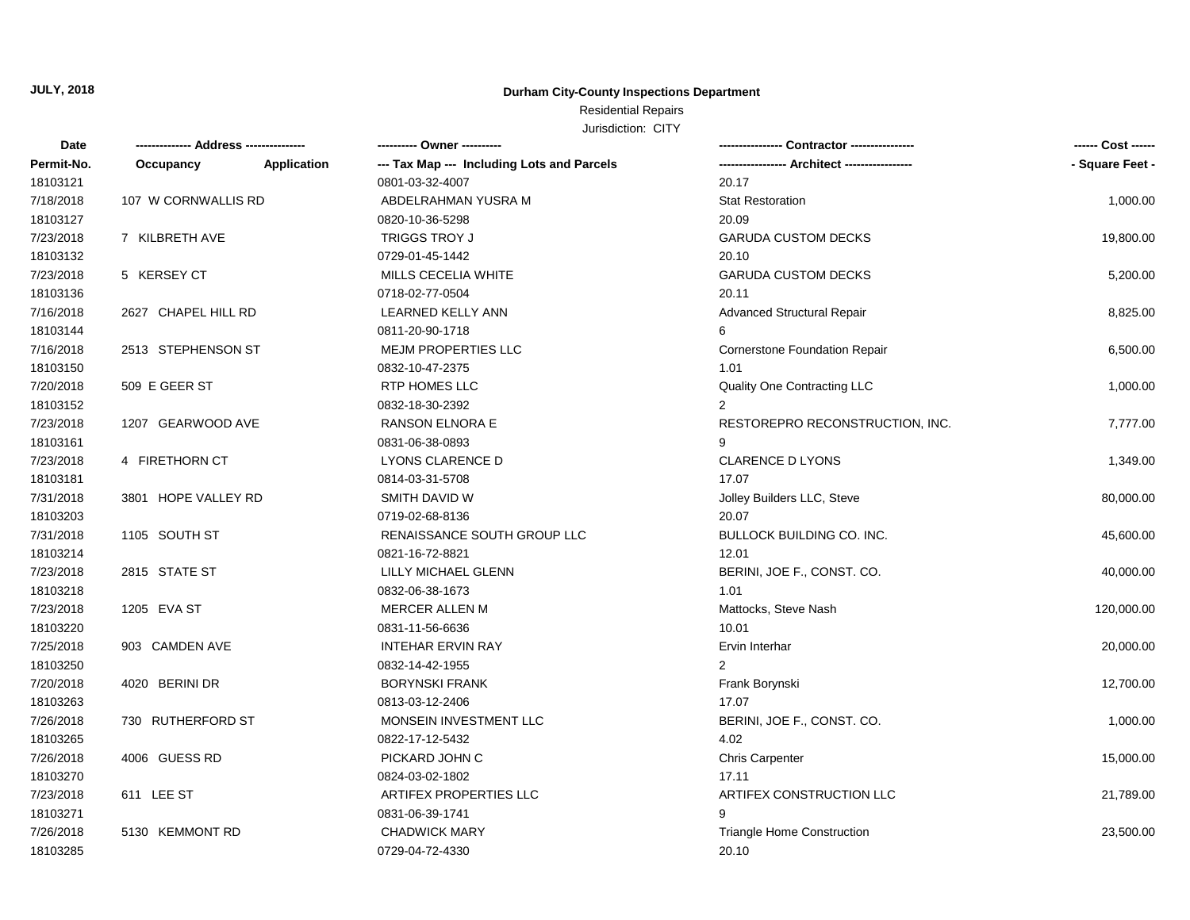**JULY, 2018**

**Durham City-County Inspections Department**

Residential Repairs

Jurisdiction: CITY

| Date<br>Permit-No. | ------------- Address --------------<br>Occupancy | <br>Application | ---------- Owner ----------<br>--- Tax Map --- Including Lots and Parcels | ---------------- Contractor ----------------<br>----------------- Architect ----------------- | ------ Cost ------<br>- Square Feet - |
|---|---|---|---|---|---|
| 18103121 | | | 0801-03-32-4007 | 20.17 | |
| 7/18/2018 | 107 W CORNWALLIS RD | | ABDELRAHMAN YUSRA M | Stat Restoration | 1,000.00 |
| 18103127 | | | 0820-10-36-5298 | 20.09 | |
| 7/23/2018 | 7 KILBRETH AVE | | TRIGGS TROY J | GARUDA CUSTOM DECKS | 19,800.00 |
| 18103132 | | | 0729-01-45-1442 | 20.10 | |
| 7/23/2018 | 5 KERSEY CT | | MILLS CECELIA WHITE | GARUDA CUSTOM DECKS | 5,200.00 |
| 18103136 | | | 0718-02-77-0504 | 20.11 | |
| 7/16/2018 | 2627 CHAPEL HILL RD | | LEARNED KELLY ANN | Advanced Structural Repair | 8,825.00 |
| 18103144 | | | 0811-20-90-1718 | 6 | |
| 7/16/2018 | 2513 STEPHENSON ST | | MEJM PROPERTIES LLC | Cornerstone Foundation Repair | 6,500.00 |
| 18103150 | | | 0832-10-47-2375 | 1.01 | |
| 7/20/2018 | 509 E GEER ST | | RTP HOMES LLC | Quality One Contracting LLC | 1,000.00 |
| 18103152 | | | 0832-18-30-2392 | 2 | |
| 7/23/2018 | 1207 GEARWOOD AVE | | RANSON ELNORA E | RESTOREPRO RECONSTRUCTION, INC. | 7,777.00 |
| 18103161 | | | 0831-06-38-0893 | 9 | |
| 7/23/2018 | 4 FIRETHORN CT | | LYONS CLARENCE D | CLARENCE D LYONS | 1,349.00 |
| 18103181 | | | 0814-03-31-5708 | 17.07 | |
| 7/31/2018 | 3801 HOPE VALLEY RD | | SMITH DAVID W | Jolley Builders LLC, Steve | 80,000.00 |
| 18103203 | | | 0719-02-68-8136 | 20.07 | |
| 7/31/2018 | 1105 SOUTH ST | | RENAISSANCE SOUTH GROUP LLC | BULLOCK BUILDING CO. INC. | 45,600.00 |
| 18103214 | | | 0821-16-72-8821 | 12.01 | |
| 7/23/2018 | 2815 STATE ST | | LILLY MICHAEL GLENN | BERINI, JOE F., CONST. CO. | 40,000.00 |
| 18103218 | | | 0832-06-38-1673 | 1.01 | |
| 7/23/2018 | 1205 EVA ST | | MERCER ALLEN M | Mattocks, Steve Nash | 120,000.00 |
| 18103220 | | | 0831-11-56-6636 | 10.01 | |
| 7/25/2018 | 903 CAMDEN AVE | | INTEHAR ERVIN RAY | Ervin Interhar | 20,000.00 |
| 18103250 | | | 0832-14-42-1955 | 2 | |
| 7/20/2018 | 4020 BERINI DR | | BORYNSKI FRANK | Frank Borynski | 12,700.00 |
| 18103263 | | | 0813-03-12-2406 | 17.07 | |
| 7/26/2018 | 730 RUTHERFORD ST | | MONSEIN INVESTMENT LLC | BERINI, JOE F., CONST. CO. | 1,000.00 |
| 18103265 | | | 0822-17-12-5432 | 4.02 | |
| 7/26/2018 | 4006 GUESS RD | | PICKARD JOHN C | Chris Carpenter | 15,000.00 |
| 18103270 | | | 0824-03-02-1802 | 17.11 | |
| 7/23/2018 | 611 LEE ST | | ARTIFEX PROPERTIES LLC | ARTIFEX CONSTRUCTION LLC | 21,789.00 |
| 18103271 | | | 0831-06-39-1741 | 9 | |
| 7/26/2018 | 5130 KEMMONT RD | | CHADWICK MARY | Triangle Home Construction | 23,500.00 |
| 18103285 | | | 0729-04-72-4330 | 20.10 | |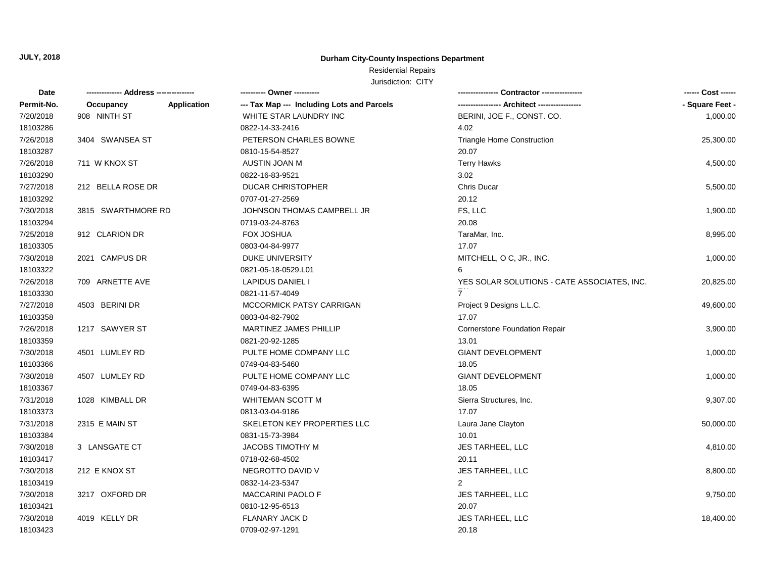JULY, 2018

# Durham City-County Inspections Department

Residential Repairs

Jurisdiction: CITY

| Date | ------------- Address -------------- | | ---------- Owner ---------- | ---------------- Contractor ---------------- | ------ Cost ------ |
|---|---|---|---|---|---|
| Permit-No. | Occupancy | Application | --- Tax Map --- Including Lots and Parcels | ----------------- Architect ----------------- | - Square Feet - |
| 7/20/2018 | 908 NINTH ST | | WHITE STAR LAUNDRY INC | BERINI, JOE F., CONST. CO. | 1,000.00 |
| 18103286 | | | 0822-14-33-2416 | 4.02 | |
| 7/26/2018 | 3404 SWANSEA ST | | PETERSON CHARLES BOWNE | Triangle Home Construction | 25,300.00 |
| 18103287 | | | 0810-15-54-8527 | 20.07 | |
| 7/26/2018 | 711 W KNOX ST | | AUSTIN JOAN M | Terry Hawks | 4,500.00 |
| 18103290 | | | 0822-16-83-9521 | 3.02 | |
| 7/27/2018 | 212 BELLA ROSE DR | | DUCAR CHRISTOPHER | Chris Ducar | 5,500.00 |
| 18103292 | | | 0707-01-27-2569 | 20.12 | |
| 7/30/2018 | 3815 SWARTHMORE RD | | JOHNSON THOMAS CAMPBELL JR | FS, LLC | 1,900.00 |
| 18103294 | | | 0719-03-24-8763 | 20.08 | |
| 7/25/2018 | 912 CLARION DR | | FOX JOSHUA | TaraMar, Inc. | 8,995.00 |
| 18103305 | | | 0803-04-84-9977 | 17.07 | |
| 7/30/2018 | 2021 CAMPUS DR | | DUKE UNIVERSITY | MITCHELL, O C, JR., INC. | 1,000.00 |
| 18103322 | | | 0821-05-18-0529.L01 | 6 | |
| 7/26/2018 | 709 ARNETTE AVE | | LAPIDUS DANIEL I | YES SOLAR SOLUTIONS - CATE ASSOCIATES, INC. | 20,825.00 |
| 18103330 | | | 0821-11-57-4049 | 7 | |
| 7/27/2018 | 4503 BERINI DR | | MCCORMICK PATSY CARRIGAN | Project 9 Designs L.L.C. | 49,600.00 |
| 18103358 | | | 0803-04-82-7902 | 17.07 | |
| 7/26/2018 | 1217 SAWYER ST | | MARTINEZ JAMES PHILLIP | Cornerstone Foundation Repair | 3,900.00 |
| 18103359 | | | 0821-20-92-1285 | 13.01 | |
| 7/30/2018 | 4501 LUMLEY RD | | PULTE HOME COMPANY LLC | GIANT DEVELOPMENT | 1,000.00 |
| 18103366 | | | 0749-04-83-5460 | 18.05 | |
| 7/30/2018 | 4507 LUMLEY RD | | PULTE HOME COMPANY LLC | GIANT DEVELOPMENT | 1,000.00 |
| 18103367 | | | 0749-04-83-6395 | 18.05 | |
| 7/31/2018 | 1028 KIMBALL DR | | WHITEMAN SCOTT M | Sierra Structures, Inc. | 9,307.00 |
| 18103373 | | | 0813-03-04-9186 | 17.07 | |
| 7/31/2018 | 2315 E MAIN ST | | SKELETON KEY PROPERTIES LLC | Laura Jane Clayton | 50,000.00 |
| 18103384 | | | 0831-15-73-3984 | 10.01 | |
| 7/30/2018 | 3 LANSGATE CT | | JACOBS TIMOTHY M | JES TARHEEL, LLC | 4,810.00 |
| 18103417 | | | 0718-02-68-4502 | 20.11 | |
| 7/30/2018 | 212 E KNOX ST | | NEGROTTO DAVID V | JES TARHEEL, LLC | 8,800.00 |
| 18103419 | | | 0832-14-23-5347 | 2 | |
| 7/30/2018 | 3217 OXFORD DR | | MACCARINI PAOLO F | JES TARHEEL, LLC | 9,750.00 |
| 18103421 | | | 0810-12-95-6513 | 20.07 | |
| 7/30/2018 | 4019 KELLY DR | | FLANARY JACK D | JES TARHEEL, LLC | 18,400.00 |
| 18103423 | | | 0709-02-97-1291 | 20.18 | |